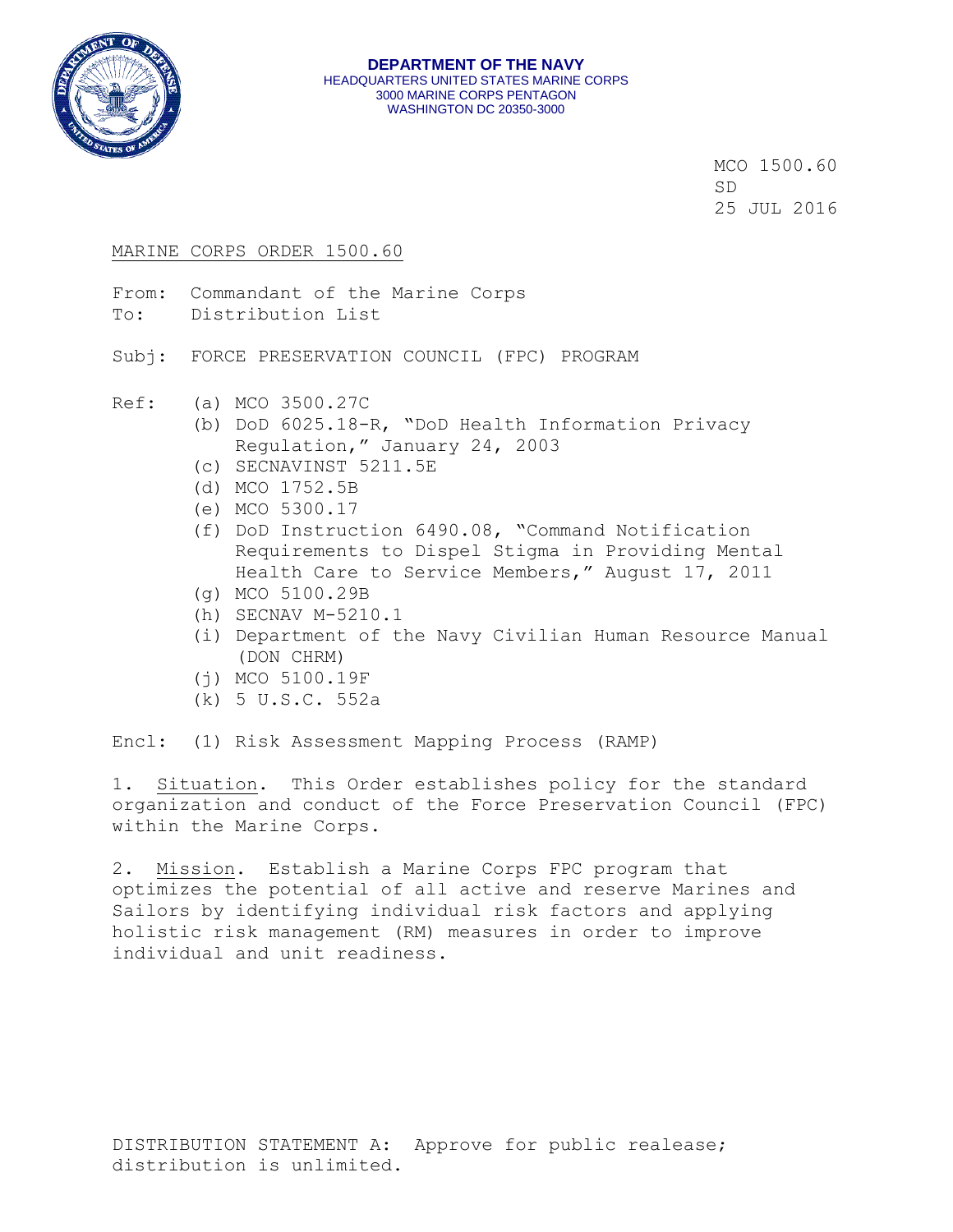DEPARTMENT OF THE NAVY
HEADQUARTERS UNITED STATES MARINE CORPS
3000 MARINE CORPS PENTAGON
WASHINGTON DC 20350-3000

MCO 1500.60
SD
25 JUL 2016

MARINE CORPS ORDER 1500.60

From: Commandant of the Marine Corps
To: Distribution List

Subj: FORCE PRESERVATION COUNCIL (FPC) PROGRAM

Ref:
- (a) MCO 3500.27C
- (b) DoD 6025.18-R, "DoD Health Information Privacy Regulation," January 24, 2003
- (c) SECNAVINST 5211.5E
- (d) MCO 1752.5B
- (e) MCO 5300.17
- (f) DoD Instruction 6490.08, "Command Notification Requirements to Dispel Stigma in Providing Mental Health Care to Service Members," August 17, 2011
- (g) MCO 5100.29B
- (h) SECNAV M-5210.1
- (i) Department of the Navy Civilian Human Resource Manual (DON CHRM)
- (j) MCO 5100.19F
- (k) 5 U.S.C. 552a

Encl: (1) Risk Assessment Mapping Process (RAMP)

1. Situation. This Order establishes policy for the standard organization and conduct of the Force Preservation Council (FPC) within the Marine Corps.

2. Mission. Establish a Marine Corps FPC program that optimizes the potential of all active and reserve Marines and Sailors by identifying individual risk factors and applying holistic risk management (RM) measures in order to improve individual and unit readiness.

DISTRIBUTION STATEMENT A: Approve for public realease; distribution is unlimited.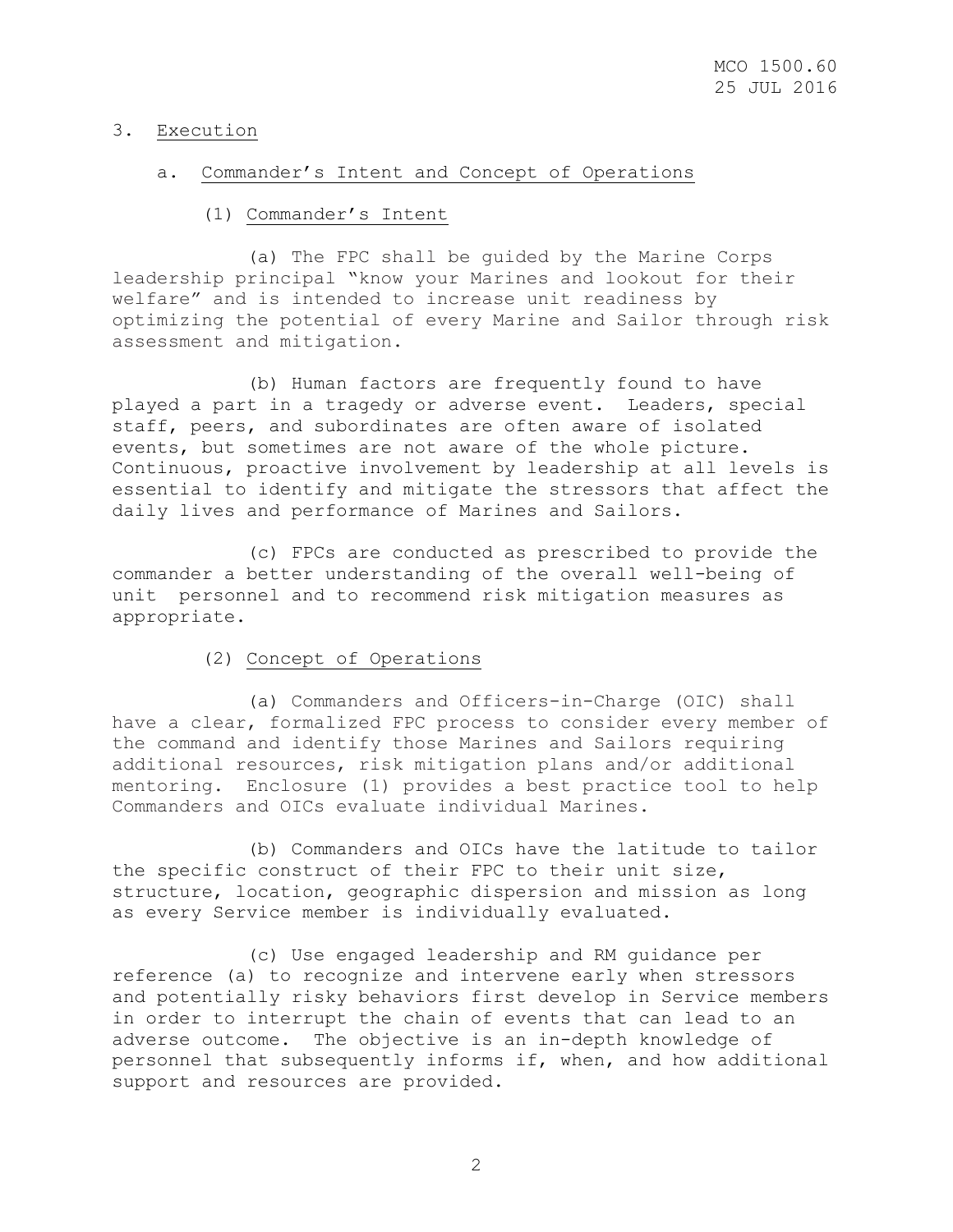3. Execution

a. Commander's Intent and Concept of Operations

(1) Commander's Intent

(a) The FPC shall be guided by the Marine Corps leadership principal "know your Marines and lookout for their welfare" and is intended to increase unit readiness by optimizing the potential of every Marine and Sailor through risk assessment and mitigation.

(b) Human factors are frequently found to have played a part in a tragedy or adverse event. Leaders, special staff, peers, and subordinates are often aware of isolated events, but sometimes are not aware of the whole picture. Continuous, proactive involvement by leadership at all levels is essential to identify and mitigate the stressors that affect the daily lives and performance of Marines and Sailors.

(c) FPCs are conducted as prescribed to provide the commander a better understanding of the overall well-being of unit personnel and to recommend risk mitigation measures as appropriate.

(2) Concept of Operations

(a) Commanders and Officers-in-Charge (OIC) shall have a clear, formalized FPC process to consider every member of the command and identify those Marines and Sailors requiring additional resources, risk mitigation plans and/or additional mentoring. Enclosure (1) provides a best practice tool to help Commanders and OICs evaluate individual Marines.

(b) Commanders and OICs have the latitude to tailor the specific construct of their FPC to their unit size, structure, location, geographic dispersion and mission as long as every Service member is individually evaluated.

(c) Use engaged leadership and RM guidance per reference (a) to recognize and intervene early when stressors and potentially risky behaviors first develop in Service members in order to interrupt the chain of events that can lead to an adverse outcome. The objective is an in-depth knowledge of personnel that subsequently informs if, when, and how additional support and resources are provided.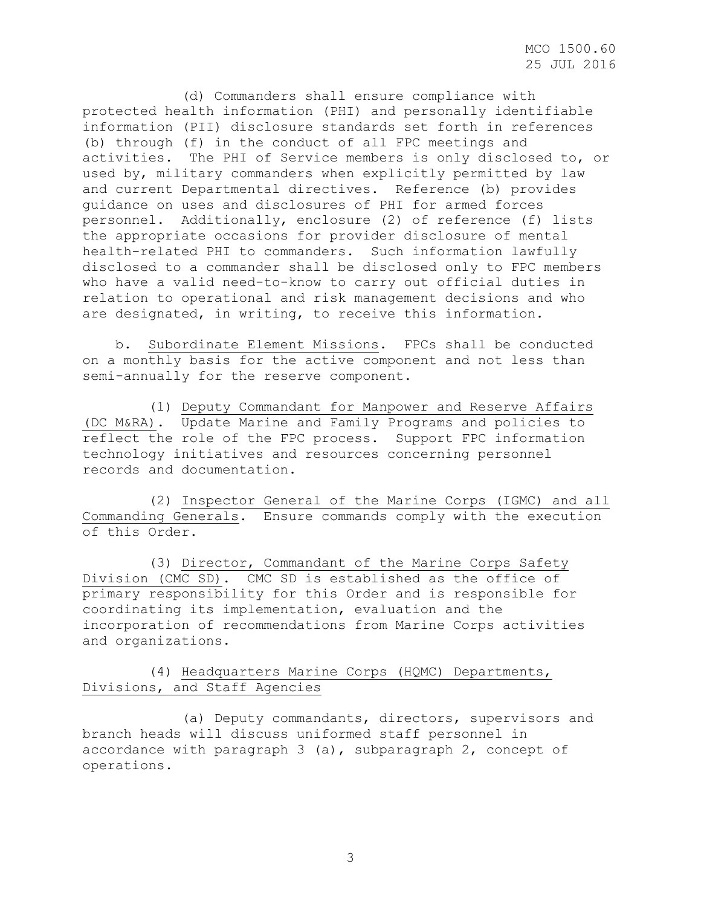(d) Commanders shall ensure compliance with protected health information (PHI) and personally identifiable information (PII) disclosure standards set forth in references (b) through (f) in the conduct of all FPC meetings and activities. The PHI of Service members is only disclosed to, or used by, military commanders when explicitly permitted by law and current Departmental directives. Reference (b) provides guidance on uses and disclosures of PHI for armed forces personnel. Additionally, enclosure (2) of reference (f) lists the appropriate occasions for provider disclosure of mental health-related PHI to commanders. Such information lawfully disclosed to a commander shall be disclosed only to FPC members who have a valid need-to-know to carry out official duties in relation to operational and risk management decisions and who are designated, in writing, to receive this information.

b. Subordinate Element Missions. FPCs shall be conducted on a monthly basis for the active component and not less than semi-annually for the reserve component.

(1) Deputy Commandant for Manpower and Reserve Affairs (DC M&RA). Update Marine and Family Programs and policies to reflect the role of the FPC process. Support FPC information technology initiatives and resources concerning personnel records and documentation.

(2) Inspector General of the Marine Corps (IGMC) and all Commanding Generals. Ensure commands comply with the execution of this Order.

(3) Director, Commandant of the Marine Corps Safety Division (CMC SD). CMC SD is established as the office of primary responsibility for this Order and is responsible for coordinating its implementation, evaluation and the incorporation of recommendations from Marine Corps activities and organizations.

(4) Headquarters Marine Corps (HQMC) Departments, Divisions, and Staff Agencies

(a) Deputy commandants, directors, supervisors and branch heads will discuss uniformed staff personnel in accordance with paragraph 3 (a), subparagraph 2, concept of operations.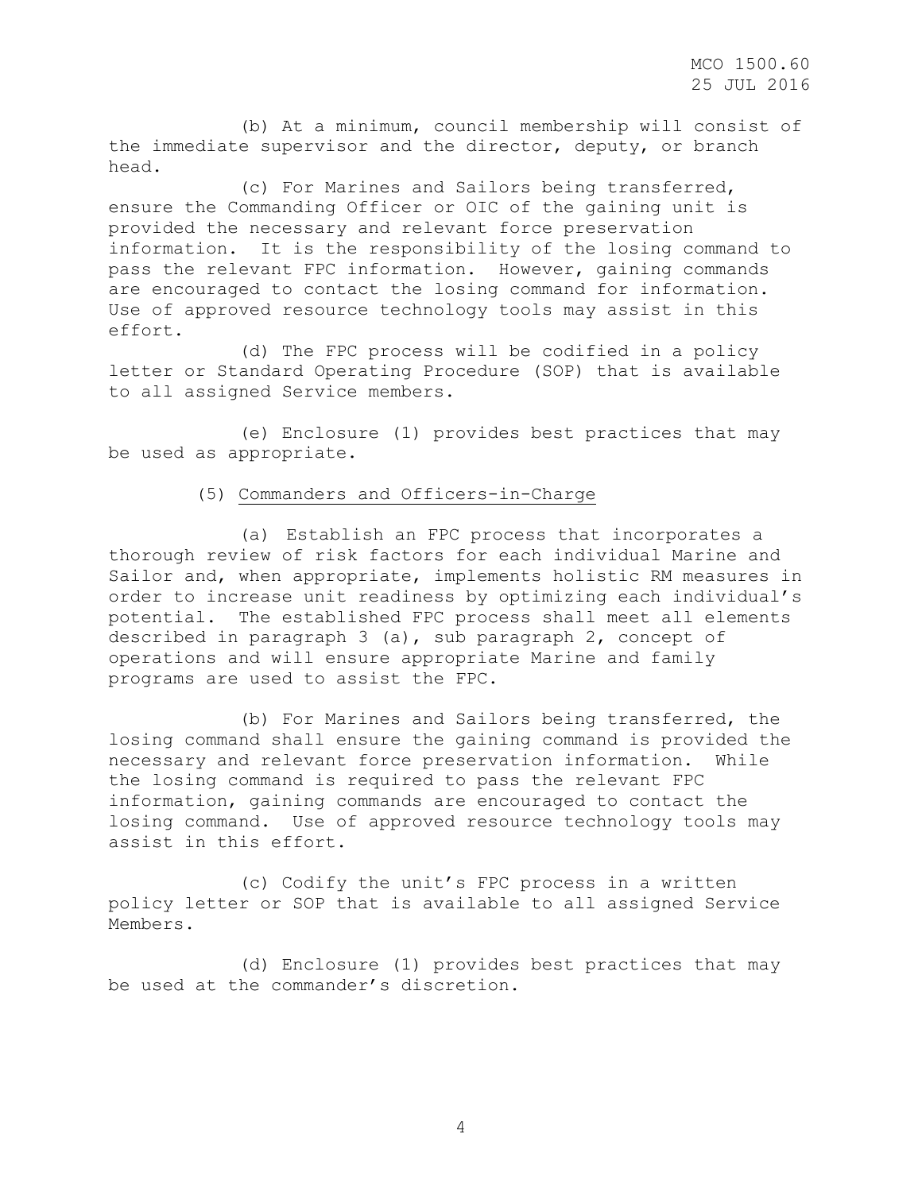(b) At a minimum, council membership will consist of the immediate supervisor and the director, deputy, or branch head.

(c) For Marines and Sailors being transferred, ensure the Commanding Officer or OIC of the gaining unit is provided the necessary and relevant force preservation information. It is the responsibility of the losing command to pass the relevant FPC information. However, gaining commands are encouraged to contact the losing command for information. Use of approved resource technology tools may assist in this effort.

(d) The FPC process will be codified in a policy letter or Standard Operating Procedure (SOP) that is available to all assigned Service members.

(e) Enclosure (1) provides best practices that may be used as appropriate.

(5) Commanders and Officers-in-Charge

(a) Establish an FPC process that incorporates a thorough review of risk factors for each individual Marine and Sailor and, when appropriate, implements holistic RM measures in order to increase unit readiness by optimizing each individual's potential. The established FPC process shall meet all elements described in paragraph 3 (a), sub paragraph 2, concept of operations and will ensure appropriate Marine and family programs are used to assist the FPC.

(b) For Marines and Sailors being transferred, the losing command shall ensure the gaining command is provided the necessary and relevant force preservation information. While the losing command is required to pass the relevant FPC information, gaining commands are encouraged to contact the losing command. Use of approved resource technology tools may assist in this effort.

(c) Codify the unit's FPC process in a written policy letter or SOP that is available to all assigned Service Members.

(d) Enclosure (1) provides best practices that may be used at the commander's discretion.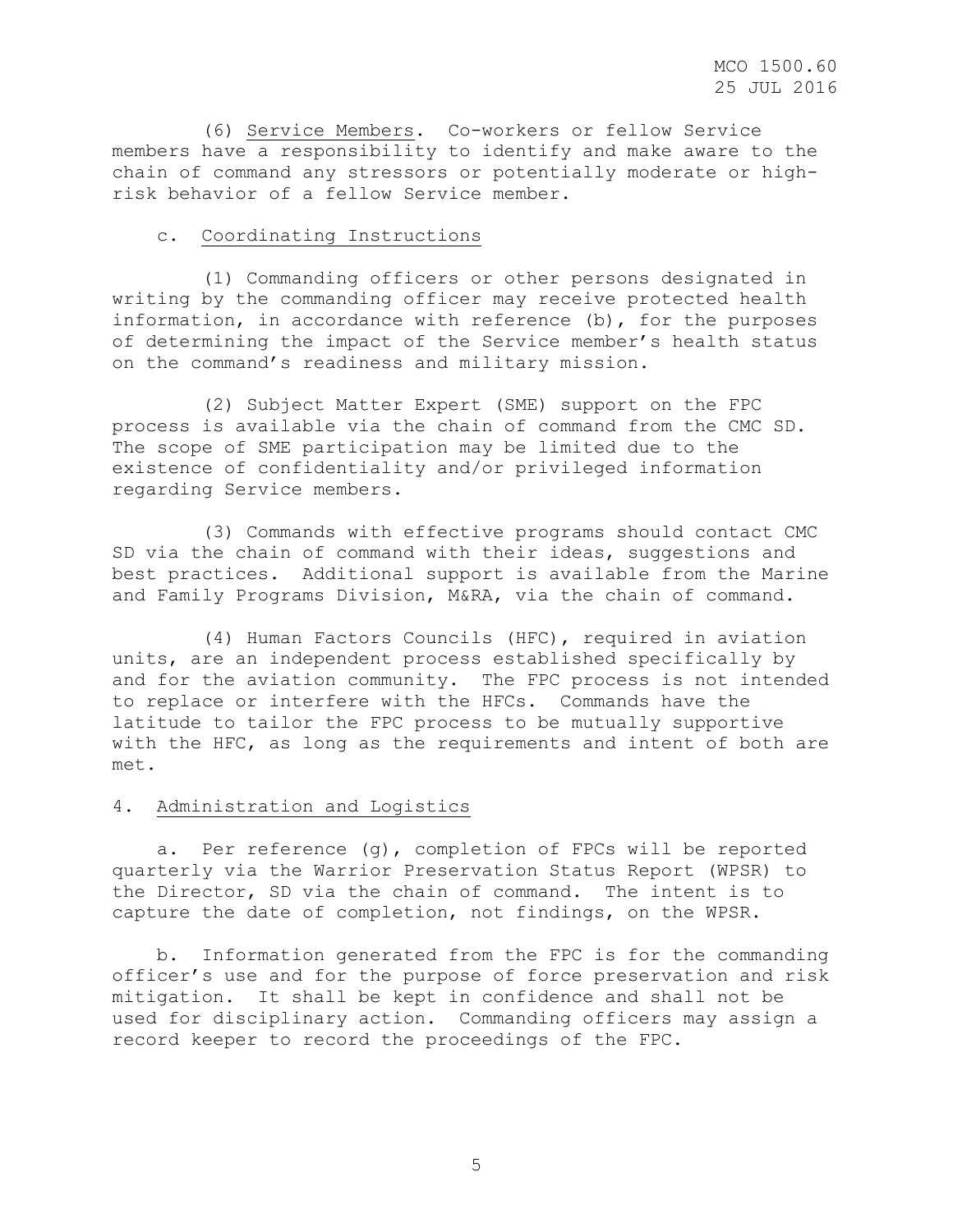(6) Service Members. Co-workers or fellow Service members have a responsibility to identify and make aware to the chain of command any stressors or potentially moderate or high-risk behavior of a fellow Service member.

c. Coordinating Instructions

(1) Commanding officers or other persons designated in writing by the commanding officer may receive protected health information, in accordance with reference (b), for the purposes of determining the impact of the Service member's health status on the command's readiness and military mission.

(2) Subject Matter Expert (SME) support on the FPC process is available via the chain of command from the CMC SD. The scope of SME participation may be limited due to the existence of confidentiality and/or privileged information regarding Service members.

(3) Commands with effective programs should contact CMC SD via the chain of command with their ideas, suggestions and best practices. Additional support is available from the Marine and Family Programs Division, M&RA, via the chain of command.

(4) Human Factors Councils (HFC), required in aviation units, are an independent process established specifically by and for the aviation community. The FPC process is not intended to replace or interfere with the HFCs. Commands have the latitude to tailor the FPC process to be mutually supportive with the HFC, as long as the requirements and intent of both are met.

4. Administration and Logistics

a. Per reference (g), completion of FPCs will be reported quarterly via the Warrior Preservation Status Report (WPSR) to the Director, SD via the chain of command. The intent is to capture the date of completion, not findings, on the WPSR.

b. Information generated from the FPC is for the commanding officer's use and for the purpose of force preservation and risk mitigation. It shall be kept in confidence and shall not be used for disciplinary action. Commanding officers may assign a record keeper to record the proceedings of the FPC.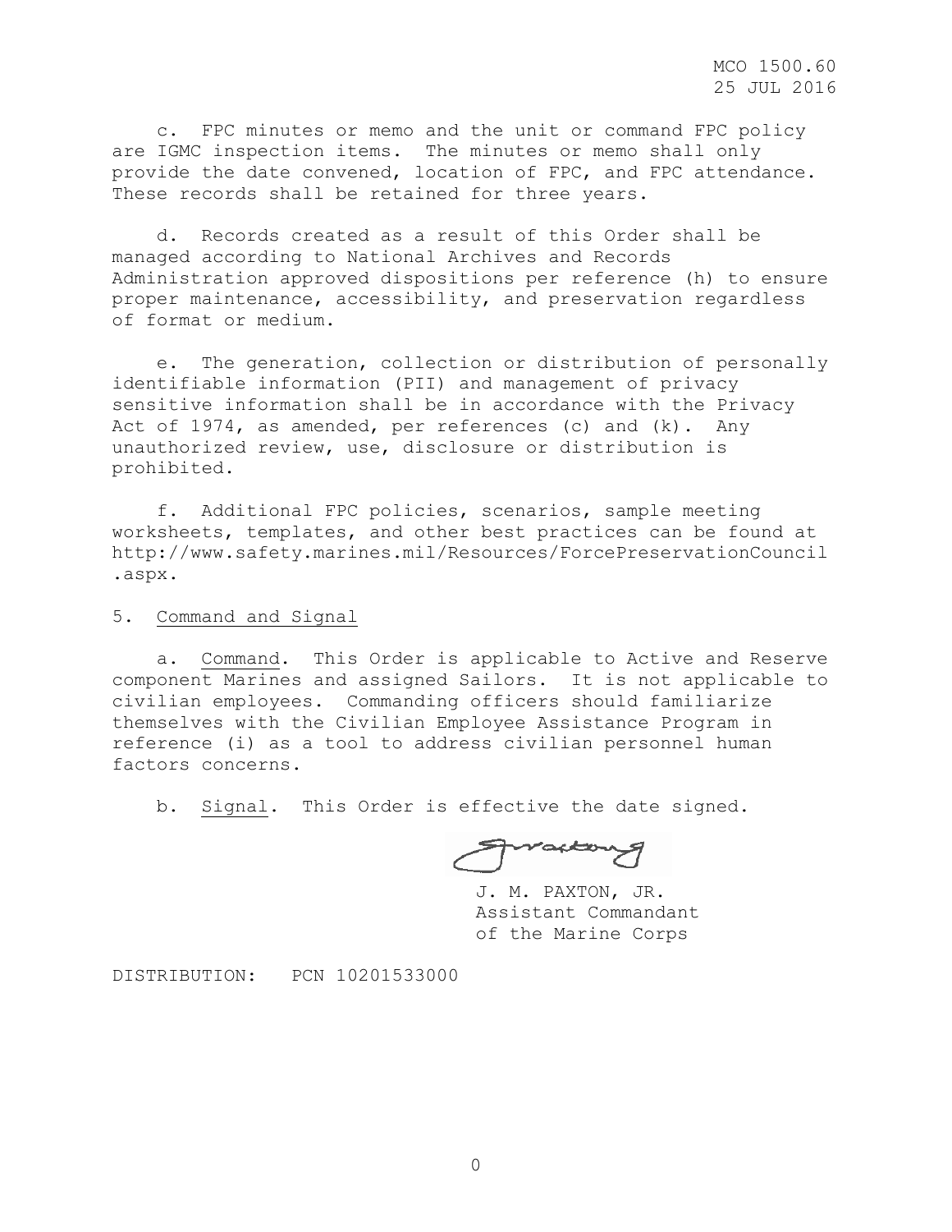c. FPC minutes or memo and the unit or command FPC policy are IGMC inspection items. The minutes or memo shall only provide the date convened, location of FPC, and FPC attendance. These records shall be retained for three years.

d. Records created as a result of this Order shall be managed according to National Archives and Records Administration approved dispositions per reference (h) to ensure proper maintenance, accessibility, and preservation regardless of format or medium.

e. The generation, collection or distribution of personally identifiable information (PII) and management of privacy sensitive information shall be in accordance with the Privacy Act of 1974, as amended, per references (c) and (k). Any unauthorized review, use, disclosure or distribution is prohibited.

f. Additional FPC policies, scenarios, sample meeting worksheets, templates, and other best practices can be found at http://www.safety.marines.mil/Resources/ForcePreservationCouncil.aspx.

5. Command and Signal

a. Command. This Order is applicable to Active and Reserve component Marines and assigned Sailors. It is not applicable to civilian employees. Commanding officers should familiarize themselves with the Civilian Employee Assistance Program in reference (i) as a tool to address civilian personnel human factors concerns.

b. Signal. This Order is effective the date signed.

J. M. PAXTON, JR.
Assistant Commandant
of the Marine Corps

DISTRIBUTION: PCN 10201533000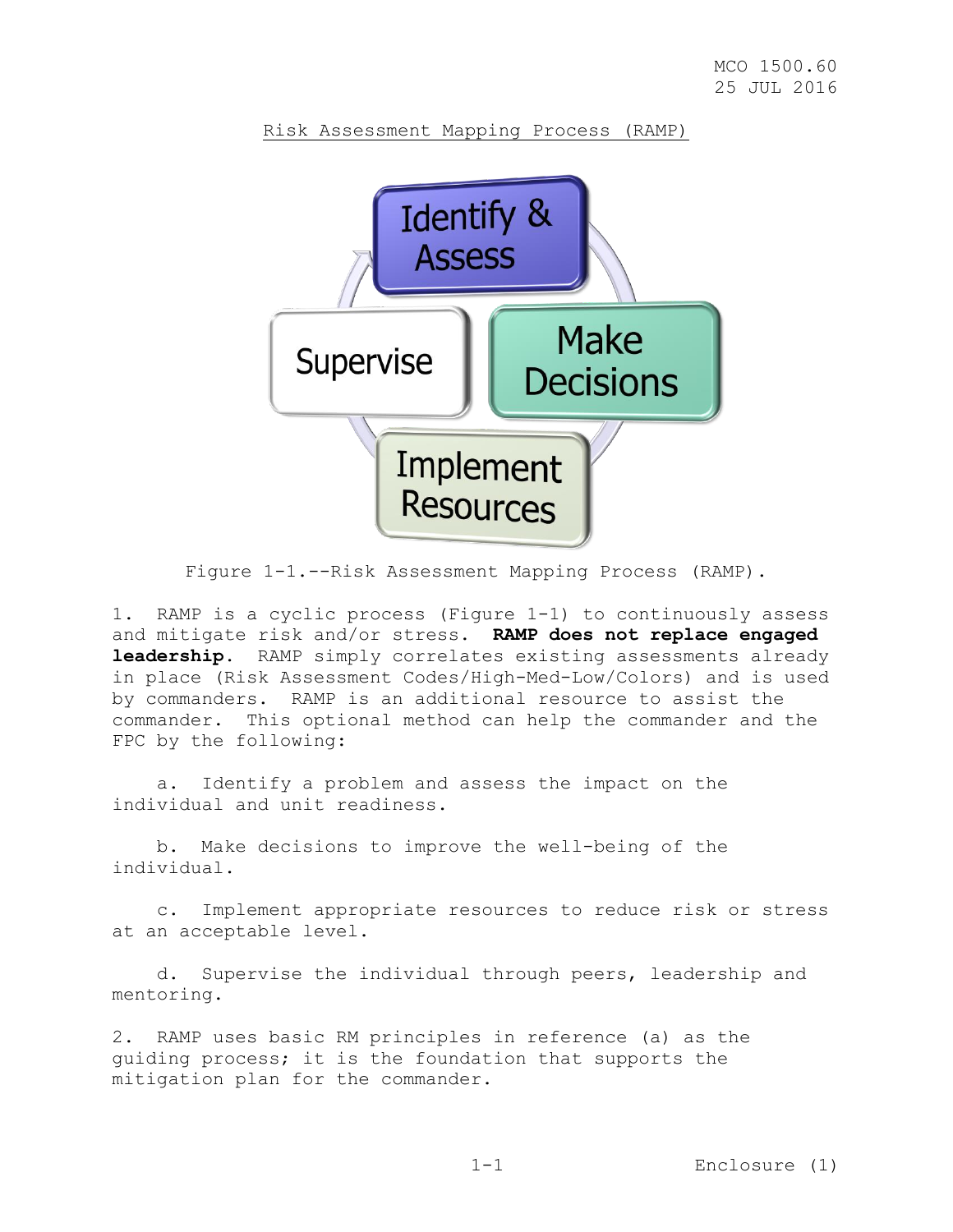Risk Assessment Mapping Process (RAMP)

Figure 1-1.--Risk Assessment Mapping Process (RAMP).

1. RAMP is a cyclic process (Figure 1-1) to continuously assess and mitigate risk and/or stress. **RAMP does not replace engaged leadership.** RAMP simply correlates existing assessments already in place (Risk Assessment Codes/High-Med-Low/Colors) and is used by commanders. RAMP is an additional resource to assist the commander. This optional method can help the commander and the FPC by the following:

a. Identify a problem and assess the impact on the individual and unit readiness.

b. Make decisions to improve the well-being of the individual.

c. Implement appropriate resources to reduce risk or stress at an acceptable level.

d. Supervise the individual through peers, leadership and mentoring.

2. RAMP uses basic RM principles in reference (a) as the guiding process; it is the foundation that supports the mitigation plan for the commander.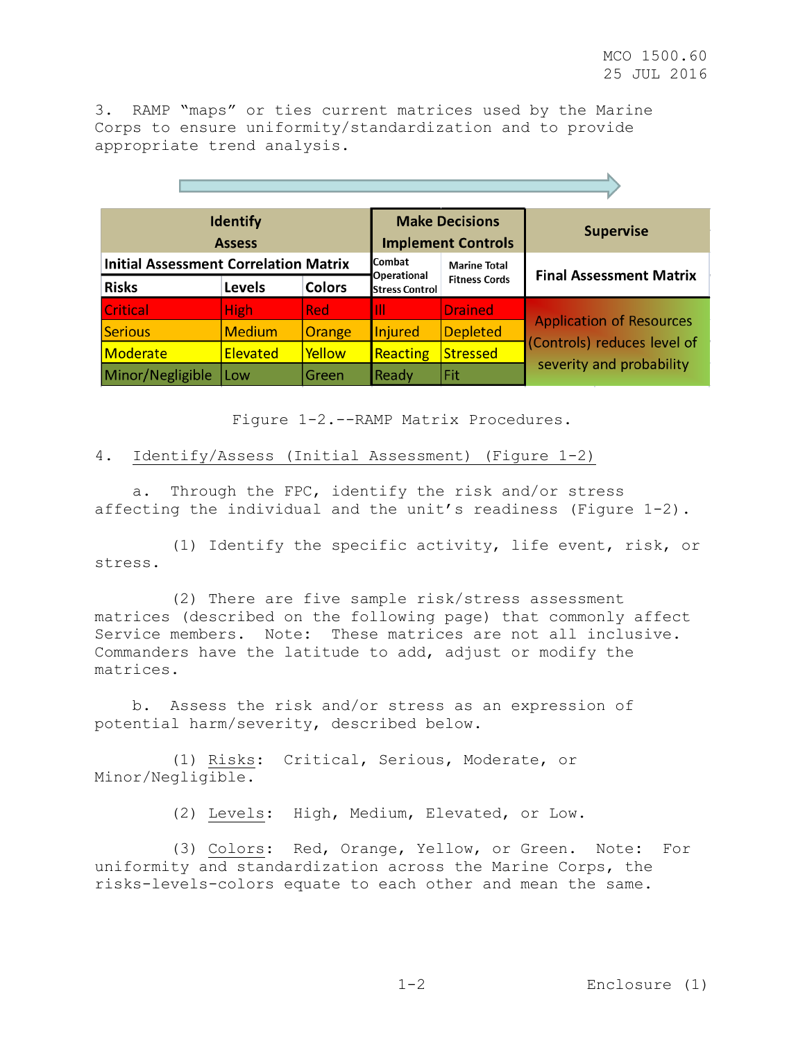3. RAMP "maps" or ties current matrices used by the Marine Corps to ensure uniformity/standardization and to provide appropriate trend analysis.

| Identify<br>Assess | | | Make Decisions<br>Implement Controls | | Supervise |
|---|---|---|---|---|---|
| Initial Assessment Correlation Matrix | | | Combat Operational Stress Control | Marine Total Fitness Cords | Final Assessment Matrix |
| Risks | Levels | Colors | | | |
| Critical | High | Red | Ill | Drained | Application of Resources (Controls) reduces level of severity and probability |
| Serious | Medium | Orange | Injured | Depleted | |
| Moderate | Elevated | Yellow | Reacting | Stressed | |
| Minor/Negligible | Low | Green | Ready | Fit | |

Figure 1-2.--RAMP Matrix Procedures.

4. Identify/Assess (Initial Assessment) (Figure 1-2)

a. Through the FPC, identify the risk and/or stress affecting the individual and the unit's readiness (Figure 1-2).

(1) Identify the specific activity, life event, risk, or stress.

(2) There are five sample risk/stress assessment matrices (described on the following page) that commonly affect Service members. Note: These matrices are not all inclusive. Commanders have the latitude to add, adjust or modify the matrices.

b. Assess the risk and/or stress as an expression of potential harm/severity, described below.

(1) Risks: Critical, Serious, Moderate, or Minor/Negligible.

(2) Levels: High, Medium, Elevated, or Low.

(3) Colors: Red, Orange, Yellow, or Green. Note: For uniformity and standardization across the Marine Corps, the risks-levels-colors equate to each other and mean the same.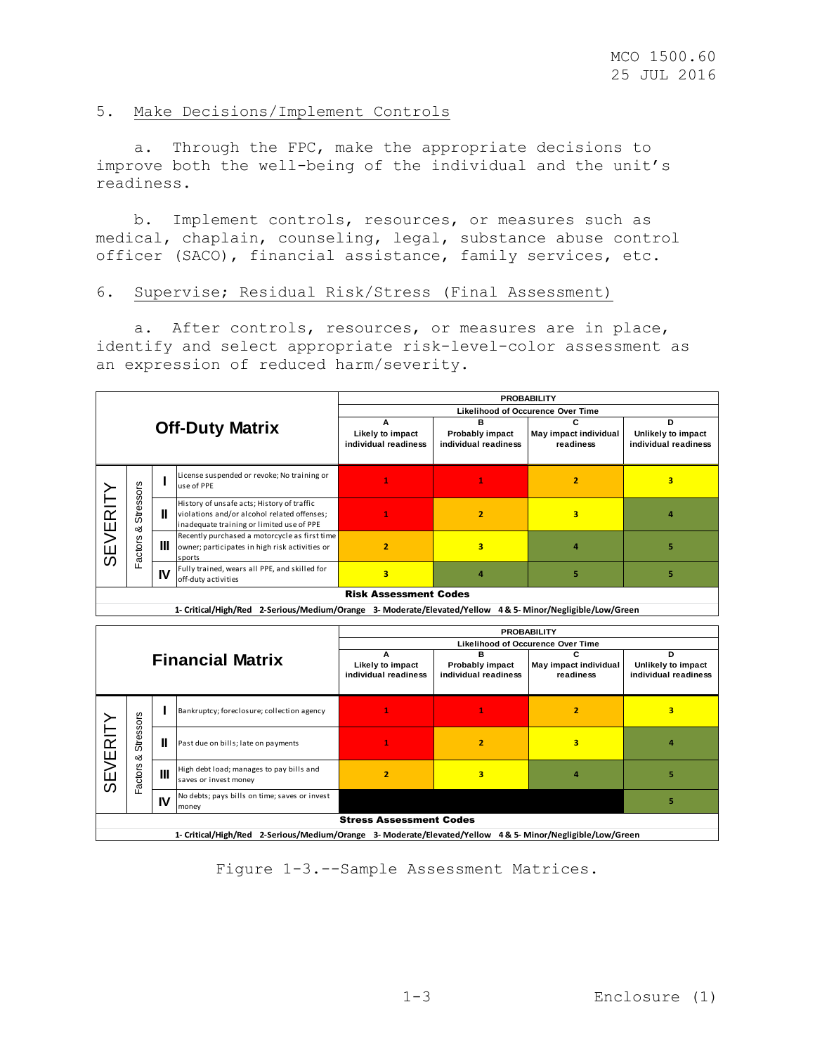5. Make Decisions/Implement Controls

a. Through the FPC, make the appropriate decisions to improve both the well-being of the individual and the unit's readiness.

b. Implement controls, resources, or measures such as medical, chaplain, counseling, legal, substance abuse control officer (SACO), financial assistance, family services, etc.

6. Supervise; Residual Risk/Stress (Final Assessment)

a. After controls, resources, or measures are in place, identify and select appropriate risk-level-color assessment as an expression of reduced harm/severity.

| **Off-Duty Matrix** | | | PROBABILITY — Likelihood of Occurence Over Time | | | |
|---|---|---|---|---|---|---|
| | | | **A** Likely to impact individual readiness | **B** Probably impact individual readiness | **C** May impact individual readiness | **D** Unlikely to impact individual readiness |
| SEVERITY | Factors & Stressors | **I** License suspended or revoke; No training or use of PPE | 1 | 1 | 2 | 3 |
| | | **II** History of unsafe acts; History of traffic violations and/or alcohol related offenses; inadequate training or limited use of PPE | 1 | 2 | 3 | 4 |
| | | **III** Recently purchased a motorcycle as first time owner; participates in high risk activities or sports | 2 | 3 | 4 | 5 |
| | | **IV** Fully trained, wears all PPE, and skilled for off-duty activities | 3 | 4 | 5 | 5 |

**Risk Assessment Codes**

1- Critical/High/Red 2-Serious/Medium/Orange 3- Moderate/Elevated/Yellow 4 & 5- Minor/Negligible/Low/Green

| **Financial Matrix** | | | PROBABILITY — Likelihood of Occurence Over Time | | | |
|---|---|---|---|---|---|---|
| | | | **A** Likely to impact individual readiness | **B** Probably impact individual readiness | **C** May impact individual readiness | **D** Unlikely to impact individual readiness |
| SEVERITY | Factors & Stressors | **I** Bankruptcy; foreclosure; collection agency | 1 | 1 | 2 | 3 |
| | | **II** Past due on bills; late on payments | 1 | 2 | 3 | 4 |
| | | **III** High debt load; manages to pay bills and saves or invest money | 2 | 3 | 4 | 5 |
| | | **IV** No debts; pays bills on time; saves or invest money | | | | 5 |

**Stress Assessment Codes**

1- Critical/High/Red 2-Serious/Medium/Orange 3- Moderate/Elevated/Yellow 4 & 5- Minor/Negligible/Low/Green

Figure 1-3.--Sample Assessment Matrices.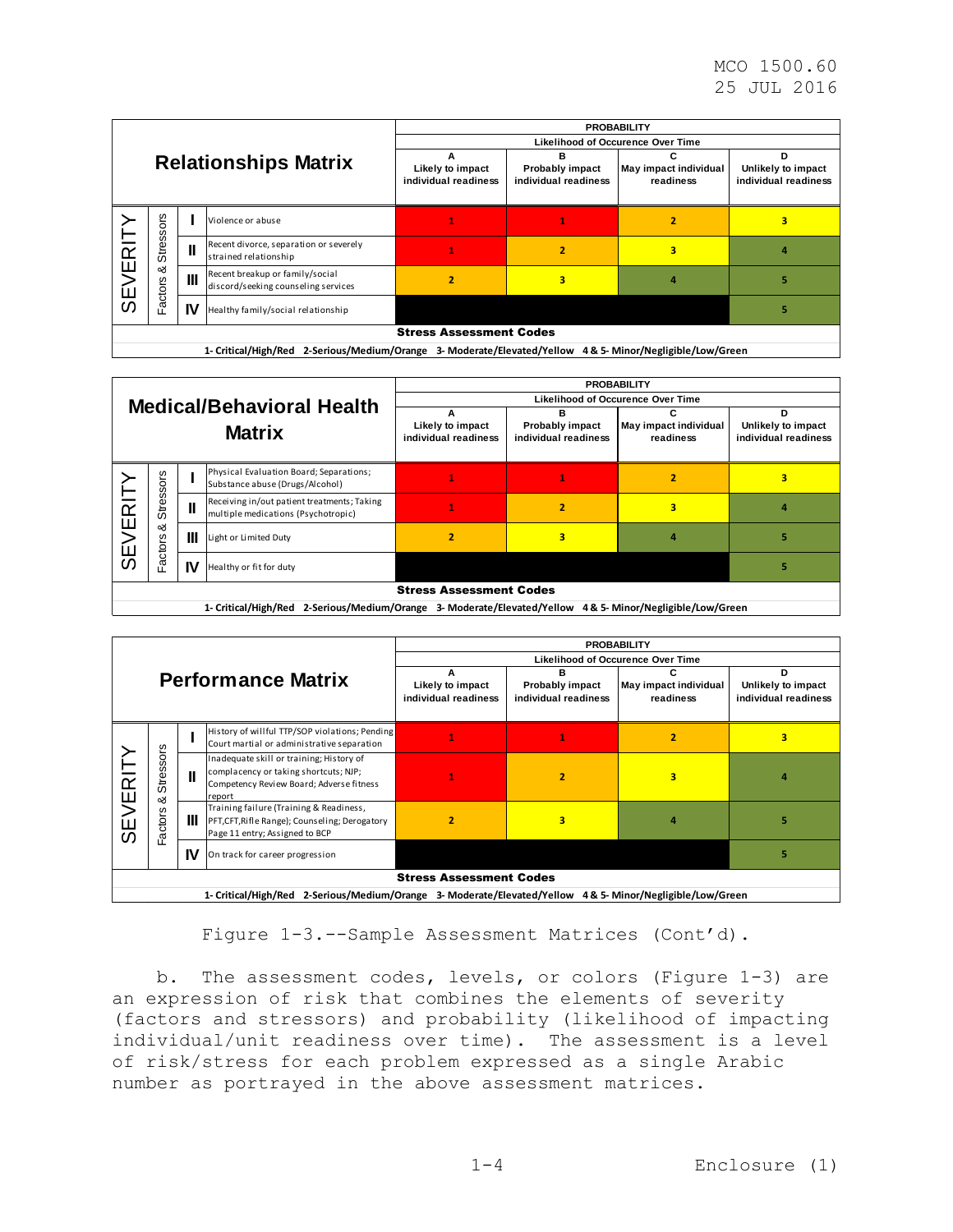| Relationships Matrix | | | PROBABILITY — Likelihood of Occurence Over Time | | | |
|---|---|---|---|---|---|---|
| | | | A<br>Likely to impact individual readiness | B<br>Probably impact individual readiness | C<br>May impact individual readiness | D<br>Unlikely to impact individual readiness |
| SEVERITY | Factors & Stressors | I | Violence or abuse | 1 | 1 | 2 | 3 |
| | | II | Recent divorce, separation or severely strained relationship | 1 | 2 | 3 | 4 |
| | | III | Recent breakup or family/social discord/seeking counseling services | 2 | 3 | 4 | 5 |
| | | IV | Healthy family/social relationship | | | | 5 |

**Stress Assessment Codes**

1- Critical/High/Red 2-Serious/Medium/Orange 3- Moderate/Elevated/Yellow 4 & 5- Minor/Negligible/Low/Green

| Medical/Behavioral Health Matrix | | | PROBABILITY — Likelihood of Occurence Over Time | | | |
|---|---|---|---|---|---|---|
| | | | A<br>Likely to impact individual readiness | B<br>Probably impact individual readiness | C<br>May impact individual readiness | D<br>Unlikely to impact individual readiness |
| SEVERITY | Factors & Stressors | I | Physical Evaluation Board; Separations; Substance abuse (Drugs/Alcohol) | 1 | 1 | 2 | 3 |
| | | II | Receiving in/out patient treatments; Taking multiple medications (Psychotropic) | 1 | 2 | 3 | 4 |
| | | III | Light or Limited Duty | 2 | 3 | 4 | 5 |
| | | IV | Healthy or fit for duty | | | | 5 |

**Stress Assessment Codes**

1- Critical/High/Red 2-Serious/Medium/Orange 3- Moderate/Elevated/Yellow 4 & 5- Minor/Negligible/Low/Green

| Performance Matrix | | | PROBABILITY — Likelihood of Occurence Over Time | | | |
|---|---|---|---|---|---|---|
| | | | A<br>Likely to impact individual readiness | B<br>Probably impact individual readiness | C<br>May impact individual readiness | D<br>Unlikely to impact individual readiness |
| SEVERITY | Factors & Stressors | I | History of willful TTP/SOP violations; Pending Court martial or administrative separation | 1 | 1 | 2 | 3 |
| | | II | Inadequate skill or training; History of complacency or taking shortcuts; NJP; Competency Review Board; Adverse fitness report | 1 | 2 | 3 | 4 |
| | | III | Training failure (Training & Readiness, PFT,CFT,Rifle Range); Counseling; Derogatory Page 11 entry; Assigned to BCP | 2 | 3 | 4 | 5 |
| | | IV | On track for career progression | | | | 5 |

**Stress Assessment Codes**

1- Critical/High/Red 2-Serious/Medium/Orange 3- Moderate/Elevated/Yellow 4 & 5- Minor/Negligible/Low/Green

Figure 1-3.--Sample Assessment Matrices (Cont'd).

b. The assessment codes, levels, or colors (Figure 1-3) are an expression of risk that combines the elements of severity (factors and stressors) and probability (likelihood of impacting individual/unit readiness over time). The assessment is a level of risk/stress for each problem expressed as a single Arabic number as portrayed in the above assessment matrices.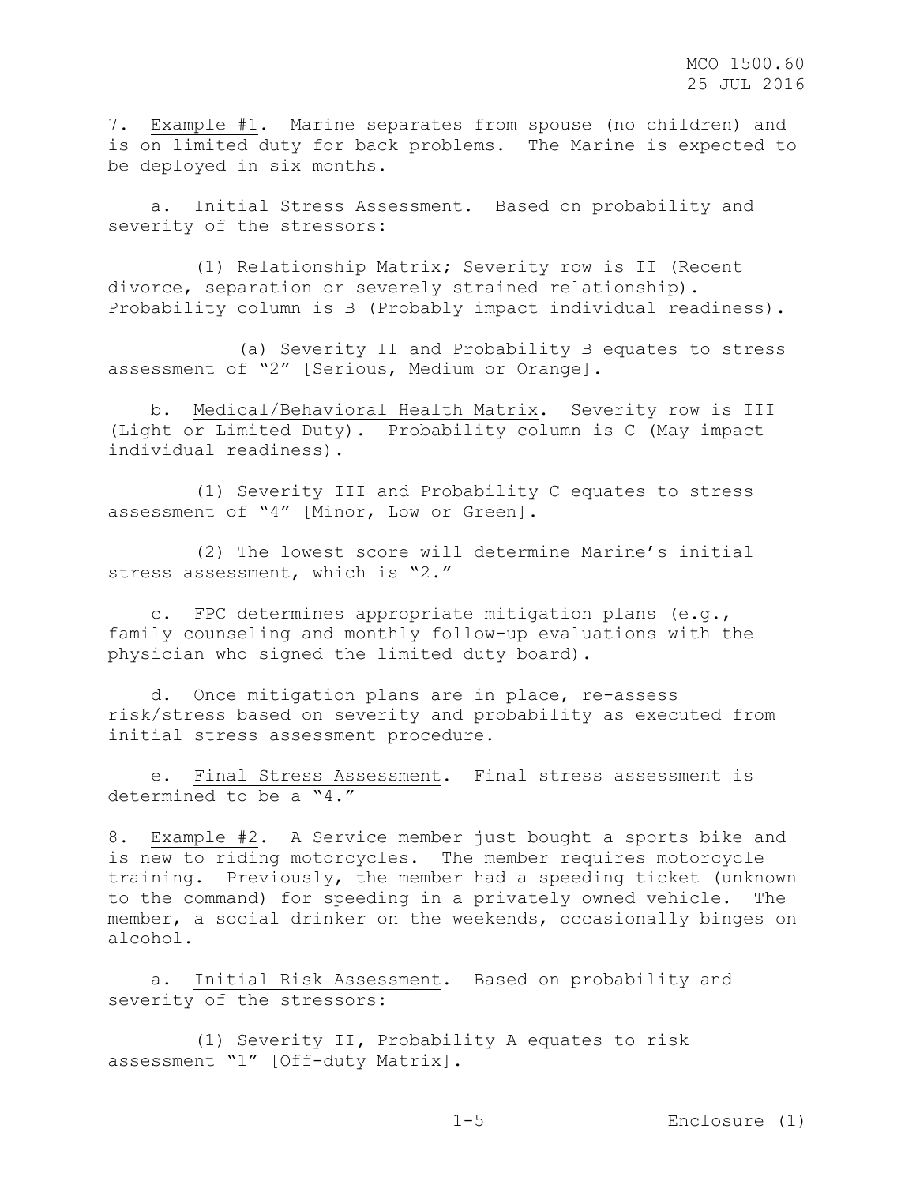7. Example #1. Marine separates from spouse (no children) and is on limited duty for back problems. The Marine is expected to be deployed in six months.

a. Initial Stress Assessment. Based on probability and severity of the stressors:

(1) Relationship Matrix; Severity row is II (Recent divorce, separation or severely strained relationship). Probability column is B (Probably impact individual readiness).

(a) Severity II and Probability B equates to stress assessment of "2" [Serious, Medium or Orange].

b. Medical/Behavioral Health Matrix. Severity row is III (Light or Limited Duty). Probability column is C (May impact individual readiness).

(1) Severity III and Probability C equates to stress assessment of "4" [Minor, Low or Green].

(2) The lowest score will determine Marine's initial stress assessment, which is "2."

c. FPC determines appropriate mitigation plans (e.g., family counseling and monthly follow-up evaluations with the physician who signed the limited duty board).

d. Once mitigation plans are in place, re-assess risk/stress based on severity and probability as executed from initial stress assessment procedure.

e. Final Stress Assessment. Final stress assessment is determined to be a "4."

8. Example #2. A Service member just bought a sports bike and is new to riding motorcycles. The member requires motorcycle training. Previously, the member had a speeding ticket (unknown to the command) for speeding in a privately owned vehicle. The member, a social drinker on the weekends, occasionally binges on alcohol.

a. Initial Risk Assessment. Based on probability and severity of the stressors:

(1) Severity II, Probability A equates to risk assessment "1" [Off-duty Matrix].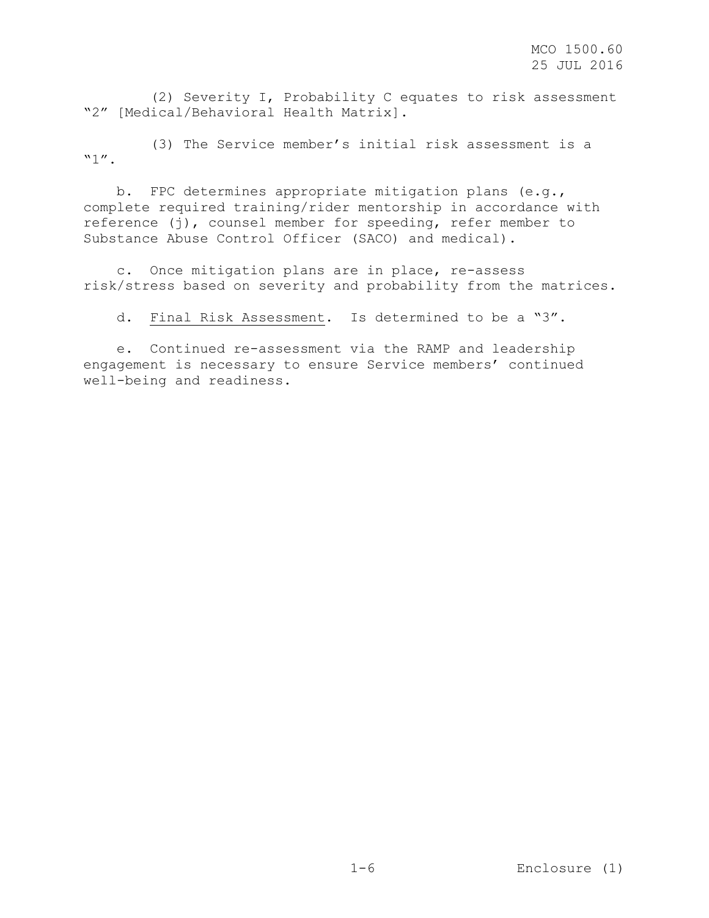(2) Severity I, Probability C equates to risk assessment "2" [Medical/Behavioral Health Matrix].

(3) The Service member's initial risk assessment is a "1".

b. FPC determines appropriate mitigation plans (e.g., complete required training/rider mentorship in accordance with reference (j), counsel member for speeding, refer member to Substance Abuse Control Officer (SACO) and medical).

c. Once mitigation plans are in place, re-assess risk/stress based on severity and probability from the matrices.

d. <u>Final Risk Assessment</u>. Is determined to be a "3".

e. Continued re-assessment via the RAMP and leadership engagement is necessary to ensure Service members' continued well-being and readiness.